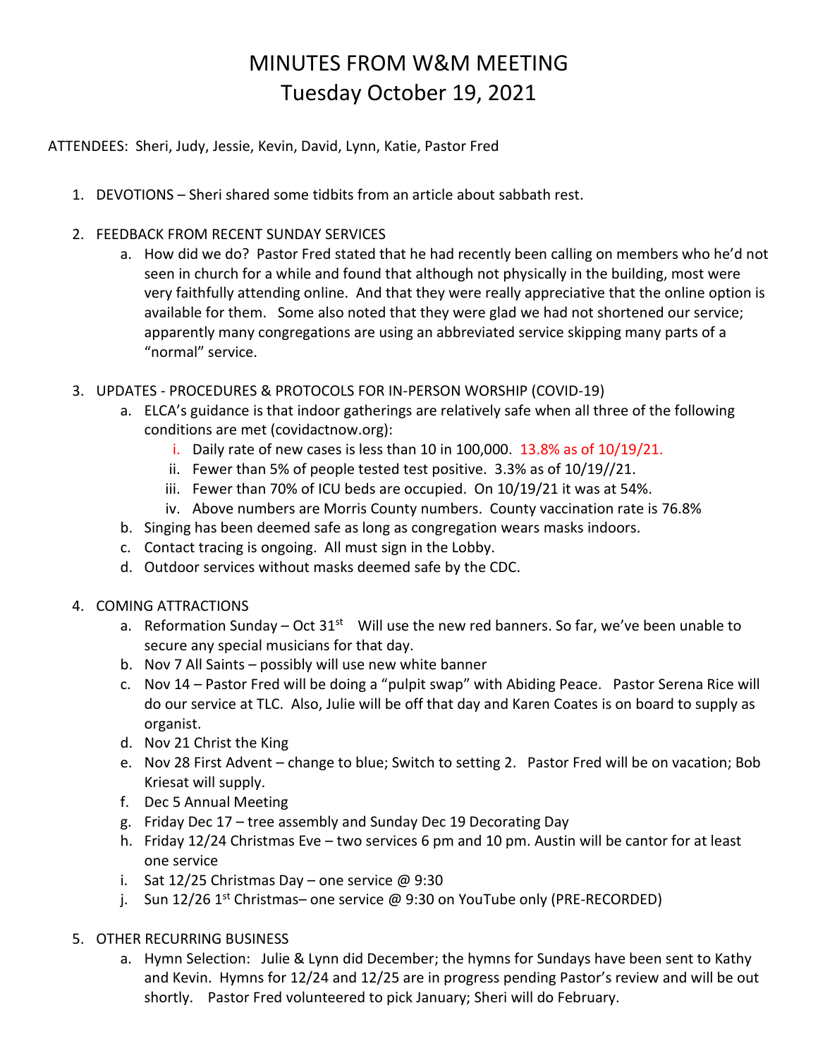# MINUTES FROM W&M MEETING
## Tuesday October 19, 2021

ATTENDEES: Sheri, Judy, Jessie, Kevin, David, Lynn, Katie, Pastor Fred

1. DEVOTIONS – Sheri shared some tidbits from an article about sabbath rest.

2. FEEDBACK FROM RECENT SUNDAY SERVICES
   a. How did we do? Pastor Fred stated that he had recently been calling on members who he'd not seen in church for a while and found that although not physically in the building, most were very faithfully attending online. And that they were really appreciative that the online option is available for them. Some also noted that they were glad we had not shortened our service; apparently many congregations are using an abbreviated service skipping many parts of a "normal" service.

3. UPDATES - PROCEDURES & PROTOCOLS FOR IN-PERSON WORSHIP (COVID-19)
   a. ELCA's guidance is that indoor gatherings are relatively safe when all three of the following conditions are met (covidactnow.org):
      i. Daily rate of new cases is less than 10 in 100,000. 13.8% as of 10/19/21.
      ii. Fewer than 5% of people tested test positive. 3.3% as of 10/19//21.
      iii. Fewer than 70% of ICU beds are occupied. On 10/19/21 it was at 54%.
      iv. Above numbers are Morris County numbers. County vaccination rate is 76.8%
   b. Singing has been deemed safe as long as congregation wears masks indoors.
   c. Contact tracing is ongoing. All must sign in the Lobby.
   d. Outdoor services without masks deemed safe by the CDC.

4. COMING ATTRACTIONS
   a. Reformation Sunday – Oct 31st Will use the new red banners. So far, we've been unable to secure any special musicians for that day.
   b. Nov 7 All Saints – possibly will use new white banner
   c. Nov 14 – Pastor Fred will be doing a "pulpit swap" with Abiding Peace. Pastor Serena Rice will do our service at TLC. Also, Julie will be off that day and Karen Coates is on board to supply as organist.
   d. Nov 21 Christ the King
   e. Nov 28 First Advent – change to blue; Switch to setting 2. Pastor Fred will be on vacation; Bob Kriesat will supply.
   f. Dec 5 Annual Meeting
   g. Friday Dec 17 – tree assembly and Sunday Dec 19 Decorating Day
   h. Friday 12/24 Christmas Eve – two services 6 pm and 10 pm. Austin will be cantor for at least one service
   i. Sat 12/25 Christmas Day – one service @ 9:30
   j. Sun 12/26 1st Christmas– one service @ 9:30 on YouTube only (PRE-RECORDED)

5. OTHER RECURRING BUSINESS
   a. Hymn Selection: Julie & Lynn did December; the hymns for Sundays have been sent to Kathy and Kevin. Hymns for 12/24 and 12/25 are in progress pending Pastor's review and will be out shortly. Pastor Fred volunteered to pick January; Sheri will do February.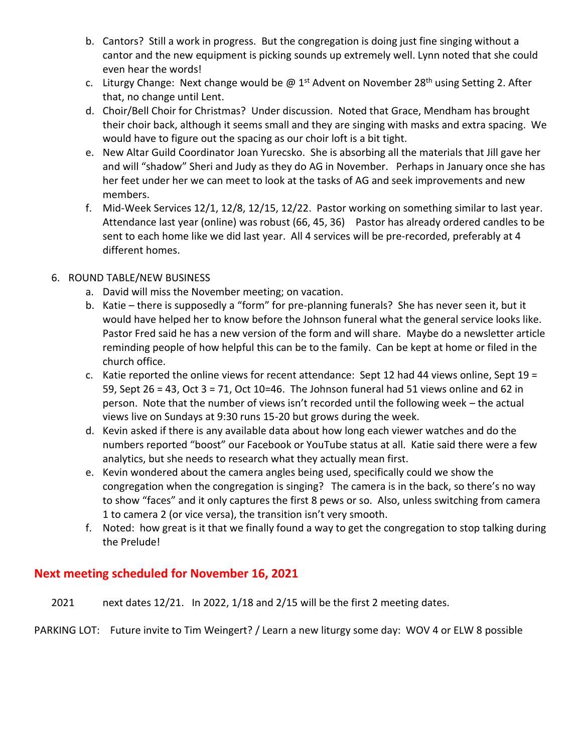b. Cantors? Still a work in progress. But the congregation is doing just fine singing without a cantor and the new equipment is picking sounds up extremely well. Lynn noted that she could even hear the words!

c. Liturgy Change: Next change would be @ 1st Advent on November 28th using Setting 2. After that, no change until Lent.

d. Choir/Bell Choir for Christmas? Under discussion. Noted that Grace, Mendham has brought their choir back, although it seems small and they are singing with masks and extra spacing. We would have to figure out the spacing as our choir loft is a bit tight.

e. New Altar Guild Coordinator Joan Yurecsko. She is absorbing all the materials that Jill gave her and will "shadow" Sheri and Judy as they do AG in November. Perhaps in January once she has her feet under her we can meet to look at the tasks of AG and seek improvements and new members.

f. Mid-Week Services 12/1, 12/8, 12/15, 12/22. Pastor working on something similar to last year. Attendance last year (online) was robust (66, 45, 36) Pastor has already ordered candles to be sent to each home like we did last year. All 4 services will be pre-recorded, preferably at 4 different homes.

6. ROUND TABLE/NEW BUSINESS

a. David will miss the November meeting; on vacation.

b. Katie – there is supposedly a "form" for pre-planning funerals? She has never seen it, but it would have helped her to know before the Johnson funeral what the general service looks like. Pastor Fred said he has a new version of the form and will share. Maybe do a newsletter article reminding people of how helpful this can be to the family. Can be kept at home or filed in the church office.

c. Katie reported the online views for recent attendance: Sept 12 had 44 views online, Sept 19 = 59, Sept 26 = 43, Oct 3 = 71, Oct 10=46. The Johnson funeral had 51 views online and 62 in person. Note that the number of views isn't recorded until the following week – the actual views live on Sundays at 9:30 runs 15-20 but grows during the week.

d. Kevin asked if there is any available data about how long each viewer watches and do the numbers reported "boost" our Facebook or YouTube status at all. Katie said there were a few analytics, but she needs to research what they actually mean first.

e. Kevin wondered about the camera angles being used, specifically could we show the congregation when the congregation is singing? The camera is in the back, so there's no way to show "faces" and it only captures the first 8 pews or so. Also, unless switching from camera 1 to camera 2 (or vice versa), the transition isn't very smooth.

f. Noted: how great is it that we finally found a way to get the congregation to stop talking during the Prelude!

## Next meeting scheduled for November 16, 2021

2021 next dates 12/21. In 2022, 1/18 and 2/15 will be the first 2 meeting dates.

PARKING LOT: Future invite to Tim Weingert? / Learn a new liturgy some day: WOV 4 or ELW 8 possible